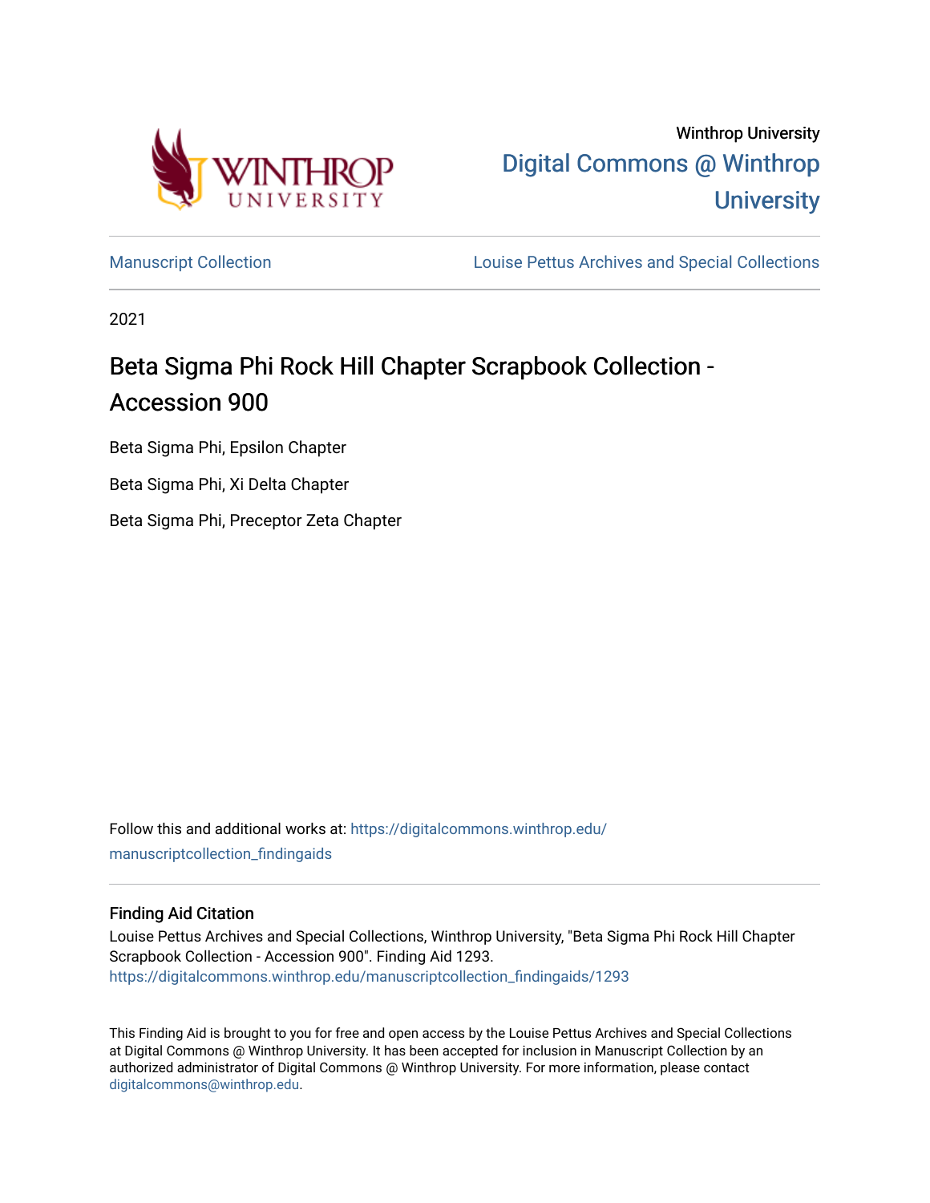Winthrop University

[Digital Commons @ Winthrop University](https://digitalcommons.winthrop.edu)

Manuscript Collection | Louise Pettus Archives and Special Collections

2021

# Beta Sigma Phi Rock Hill Chapter Scrapbook Collection - Accession 900

Beta Sigma Phi, Epsilon Chapter

Beta Sigma Phi, Xi Delta Chapter

Beta Sigma Phi, Preceptor Zeta Chapter

Follow this and additional works at: https://digitalcommons.winthrop.edu/manuscriptcollection_findingaids

## Finding Aid Citation

Louise Pettus Archives and Special Collections, Winthrop University, "Beta Sigma Phi Rock Hill Chapter Scrapbook Collection - Accession 900". Finding Aid 1293.
https://digitalcommons.winthrop.edu/manuscriptcollection_findingaids/1293

This Finding Aid is brought to you for free and open access by the Louise Pettus Archives and Special Collections at Digital Commons @ Winthrop University. It has been accepted for inclusion in Manuscript Collection by an authorized administrator of Digital Commons @ Winthrop University. For more information, please contact digitalcommons@winthrop.edu.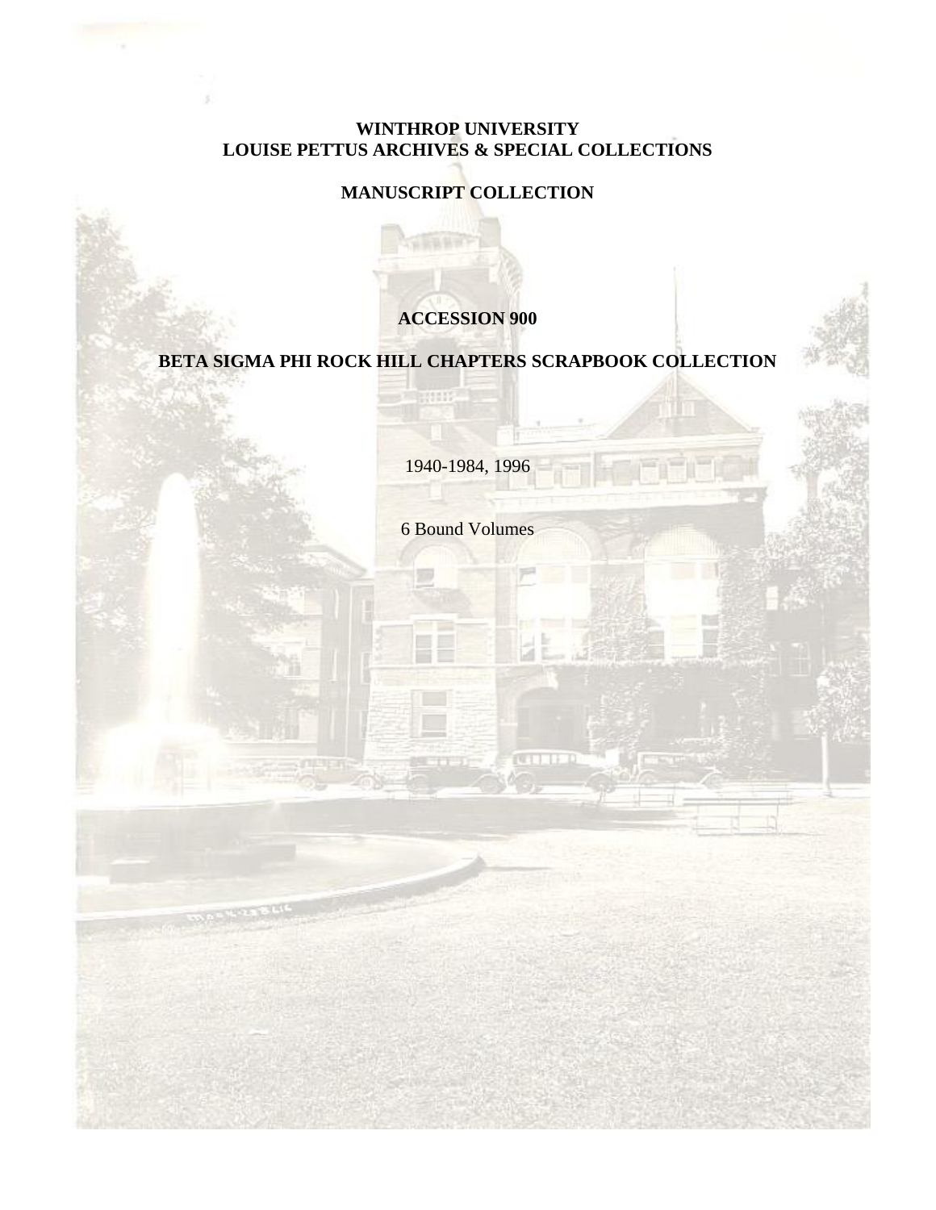**WINTHROP UNIVERSITY**
**LOUISE PETTUS ARCHIVES & SPECIAL COLLECTIONS**

**MANUSCRIPT COLLECTION**

**ACCESSION 900**

**BETA SIGMA PHI ROCK HILL CHAPTERS SCRAPBOOK COLLECTION**

1940-1984, 1996

6 Bound Volumes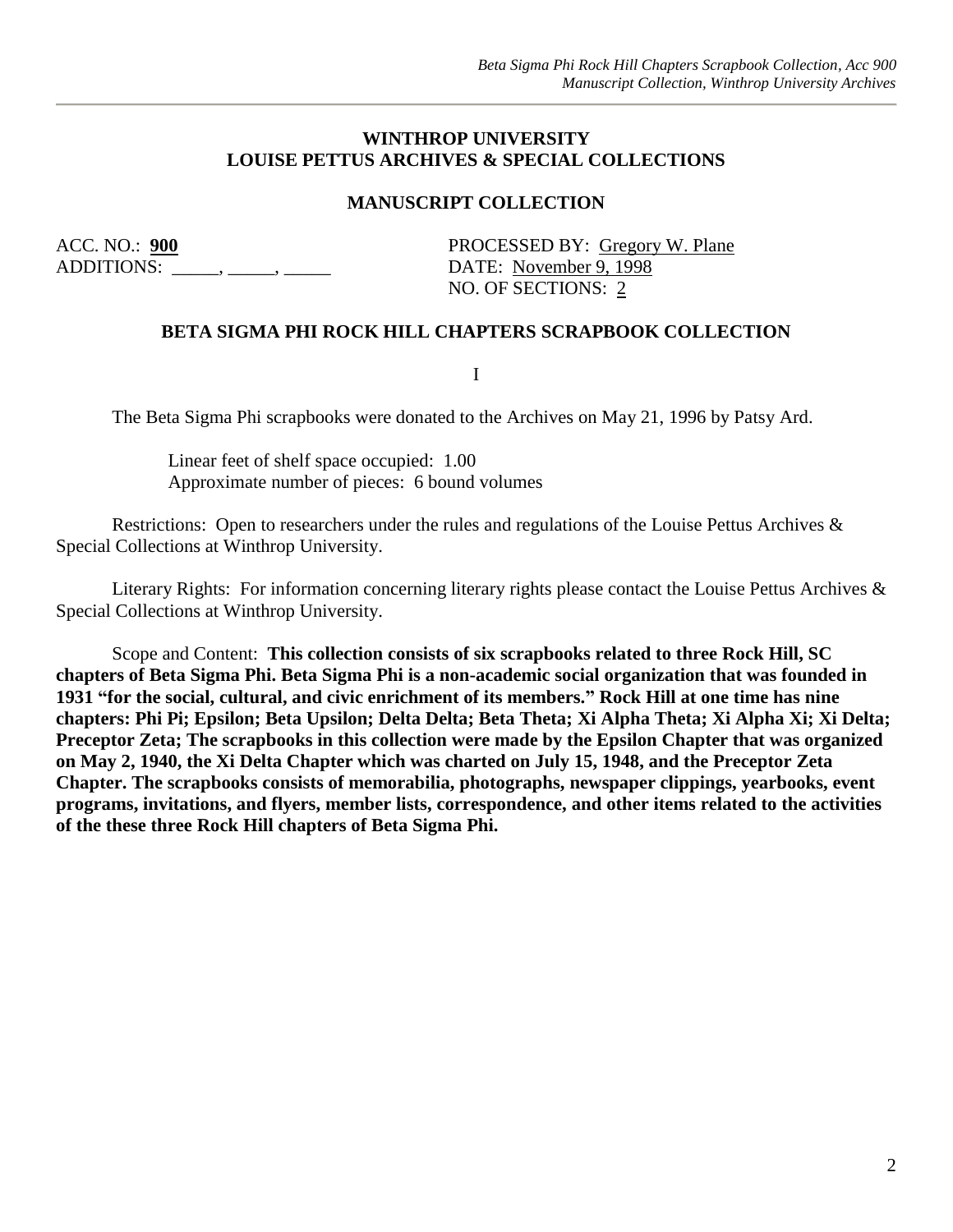**WINTHROP UNIVERSITY**
**LOUISE PETTUS ARCHIVES & SPECIAL COLLECTIONS**

**MANUSCRIPT COLLECTION**

ACC. NO.: **900**
ADDITIONS: _____, _____, _____

PROCESSED BY: Gregory W. Plane
DATE: November 9, 1998
NO. OF SECTIONS: 2

**BETA SIGMA PHI ROCK HILL CHAPTERS SCRAPBOOK COLLECTION**

I

The Beta Sigma Phi scrapbooks were donated to the Archives on May 21, 1996 by Patsy Ard.

Linear feet of shelf space occupied: 1.00
Approximate number of pieces: 6 bound volumes

Restrictions: Open to researchers under the rules and regulations of the Louise Pettus Archives & Special Collections at Winthrop University.

Literary Rights: For information concerning literary rights please contact the Louise Pettus Archives & Special Collections at Winthrop University.

Scope and Content: **This collection consists of six scrapbooks related to three Rock Hill, SC chapters of Beta Sigma Phi. Beta Sigma Phi is a non-academic social organization that was founded in 1931 "for the social, cultural, and civic enrichment of its members." Rock Hill at one time has nine chapters: Phi Pi; Epsilon; Beta Upsilon; Delta Delta; Beta Theta; Xi Alpha Theta; Xi Alpha Xi; Xi Delta; Preceptor Zeta; The scrapbooks in this collection were made by the Epsilon Chapter that was organized on May 2, 1940, the Xi Delta Chapter which was charted on July 15, 1948, and the Preceptor Zeta Chapter. The scrapbooks consists of memorabilia, photographs, newspaper clippings, yearbooks, event programs, invitations, and flyers, member lists, correspondence, and other items related to the activities of the these three Rock Hill chapters of Beta Sigma Phi.**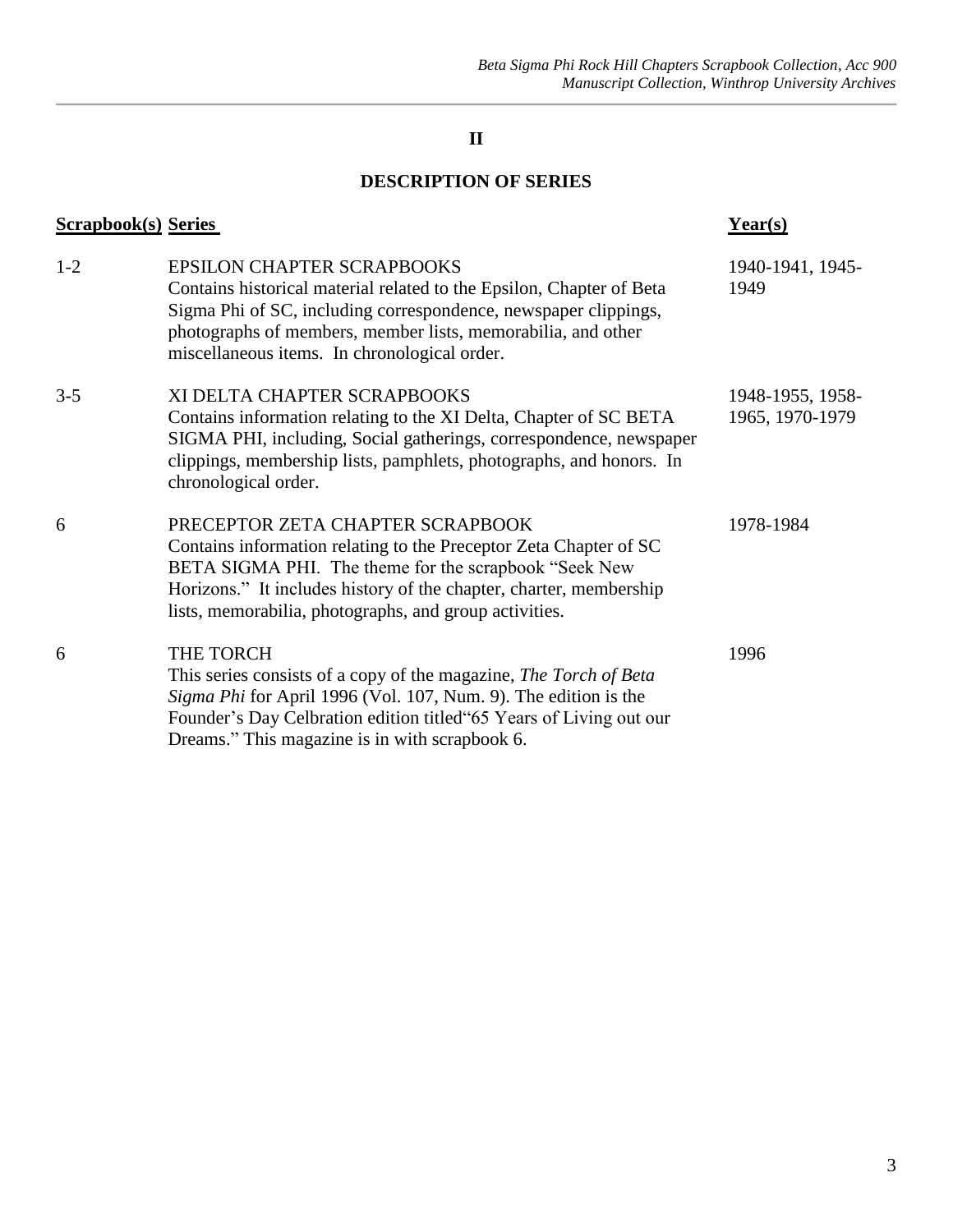## II

## DESCRIPTION OF SERIES

| Scrapbook(s) | Series | Year(s) |
|---|---|---|
| 1-2 | EPSILON CHAPTER SCRAPBOOKS<br>Contains historical material related to the Epsilon, Chapter of Beta Sigma Phi of SC, including correspondence, newspaper clippings, photographs of members, member lists, memorabilia, and other miscellaneous items. In chronological order. | 1940-1941, 1945-1949 |
| 3-5 | XI DELTA CHAPTER SCRAPBOOKS<br>Contains information relating to the XI Delta, Chapter of SC BETA SIGMA PHI, including, Social gatherings, correspondence, newspaper clippings, membership lists, pamphlets, photographs, and honors. In chronological order. | 1948-1955, 1958-1965, 1970-1979 |
| 6 | PRECEPTOR ZETA CHAPTER SCRAPBOOK<br>Contains information relating to the Preceptor Zeta Chapter of SC BETA SIGMA PHI. The theme for the scrapbook "Seek New Horizons." It includes history of the chapter, charter, membership lists, memorabilia, photographs, and group activities. | 1978-1984 |
| 6 | THE TORCH<br>This series consists of a copy of the magazine, *The Torch of Beta Sigma Phi* for April 1996 (Vol. 107, Num. 9). The edition is the Founder's Day Celbration edition titled"65 Years of Living out our Dreams." This magazine is in with scrapbook 6. | 1996 |